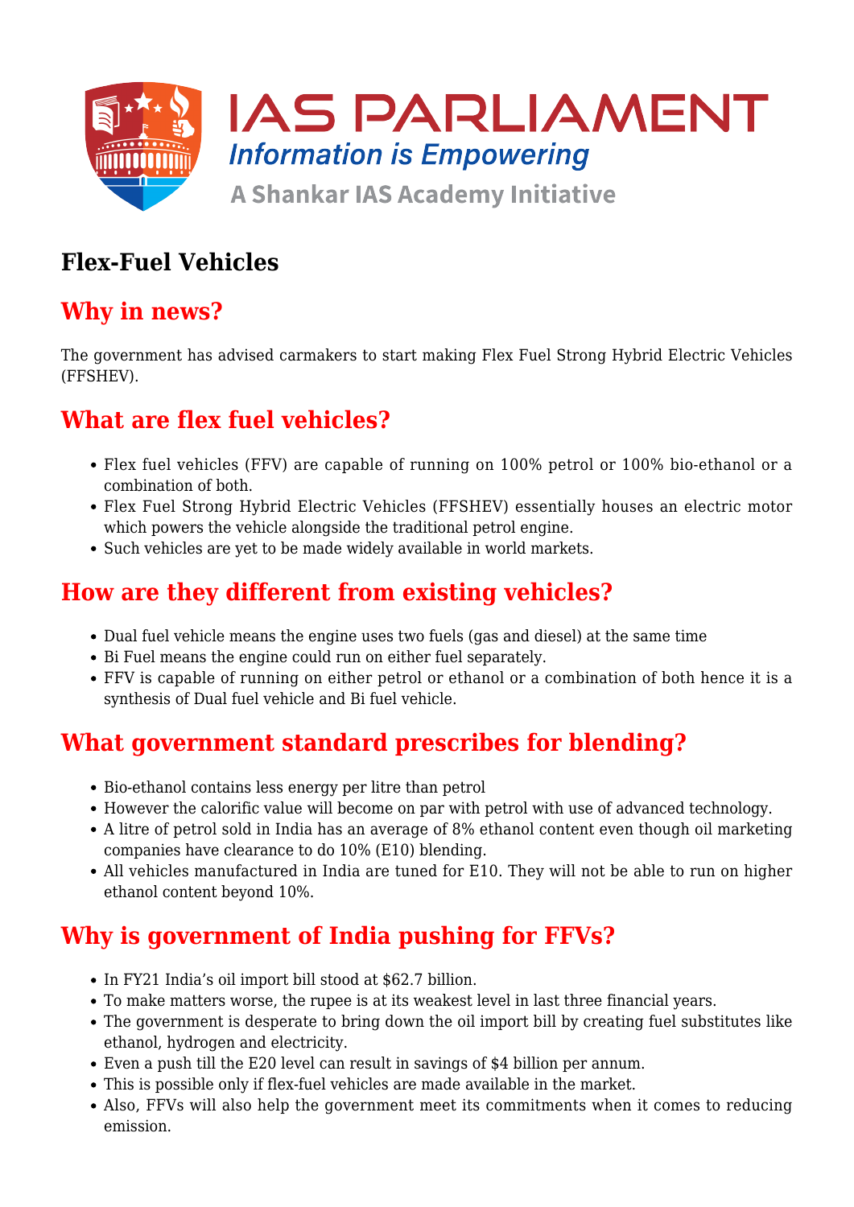# Flex-Fuel Vehicles

## Why in news?

The government has advised carmakers to start making Flex Fuel Strong Hybrid Electric Vehicles (FFSHEV).

## What are flex fuel vehicles?

- Flex fuel vehicles (FFV) are capable of running on 100% petrol or 100% bio-ethanol or a combination of both.
- Flex Fuel Strong Hybrid Electric Vehicles (FFSHEV) essentially houses an electric motor which powers the vehicle alongside the traditional petrol engine.
- Such vehicles are yet to be made widely available in world markets.

## How are they different from existing vehicles?

- Dual fuel vehicle means the engine uses two fuels (gas and diesel) at the same time
- Bi Fuel means the engine could run on either fuel separately.
- FFV is capable of running on either petrol or ethanol or a combination of both hence it is a synthesis of Dual fuel vehicle and Bi fuel vehicle.

## What government standard prescribes for blending?

- Bio-ethanol contains less energy per litre than petrol
- However the calorific value will become on par with petrol with use of advanced technology.
- A litre of petrol sold in India has an average of 8% ethanol content even though oil marketing companies have clearance to do 10% (E10) blending.
- All vehicles manufactured in India are tuned for E10. They will not be able to run on higher ethanol content beyond 10%.

## Why is government of India pushing for FFVs?

- In FY21 India's oil import bill stood at $62.7 billion.
- To make matters worse, the rupee is at its weakest level in last three financial years.
- The government is desperate to bring down the oil import bill by creating fuel substitutes like ethanol, hydrogen and electricity.
- Even a push till the E20 level can result in savings of $4 billion per annum.
- This is possible only if flex-fuel vehicles are made available in the market.
- Also, FFVs will also help the government meet its commitments when it comes to reducing emission.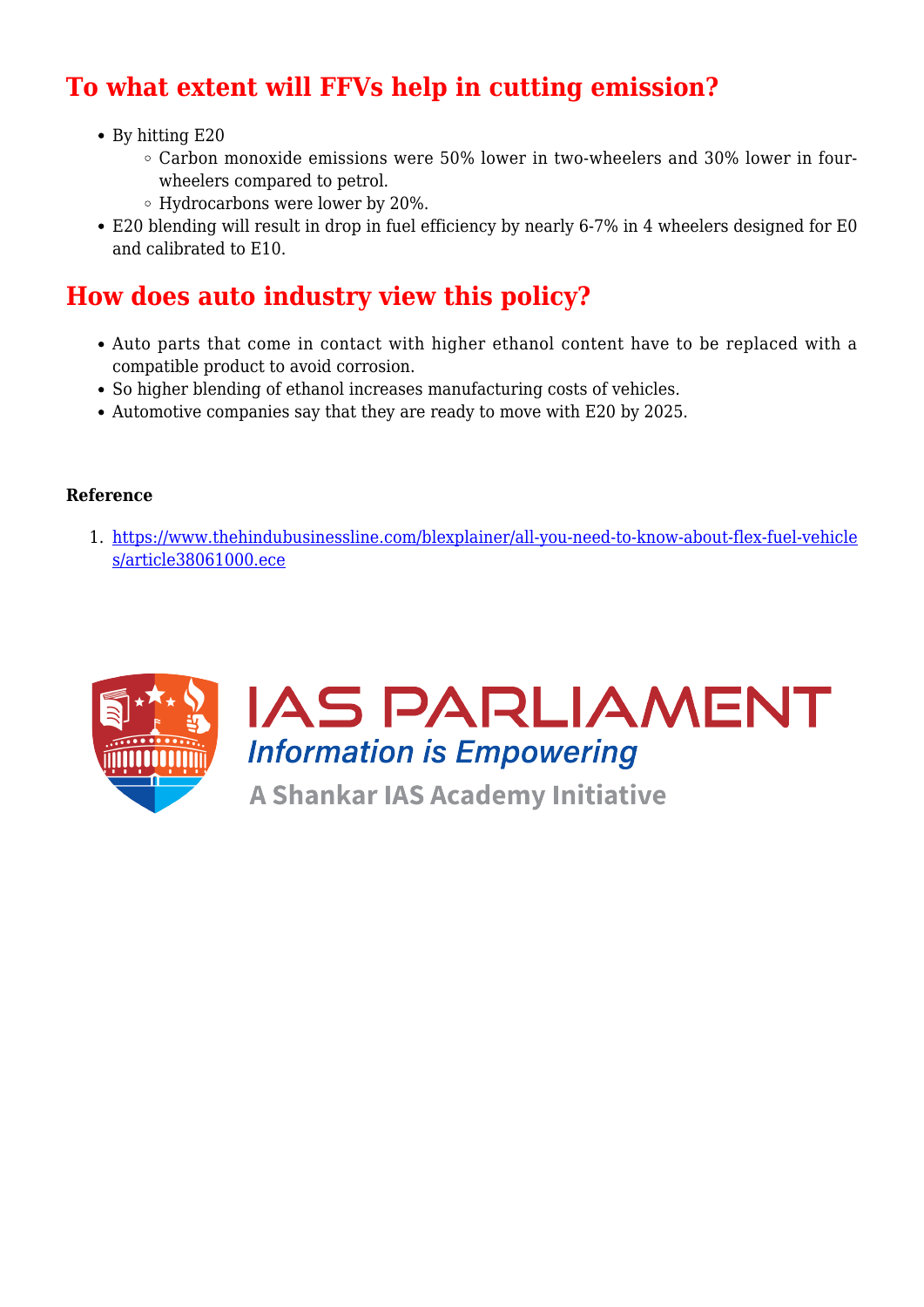## To what extent will FFVs help in cutting emission?

- By hitting E20
  - Carbon monoxide emissions were 50% lower in two-wheelers and 30% lower in four-wheelers compared to petrol.
  - Hydrocarbons were lower by 20%.
- E20 blending will result in drop in fuel efficiency by nearly 6-7% in 4 wheelers designed for E0 and calibrated to E10.

## How does auto industry view this policy?

- Auto parts that come in contact with higher ethanol content have to be replaced with a compatible product to avoid corrosion.
- So higher blending of ethanol increases manufacturing costs of vehicles.
- Automotive companies say that they are ready to move with E20 by 2025.

**Reference**

1. https://www.thehindubusinessline.com/blexplainer/all-you-need-to-know-about-flex-fuel-vehicles/article38061000.ece

IAS PARLIAMENT
*Information is Empowering*
A Shankar IAS Academy Initiative